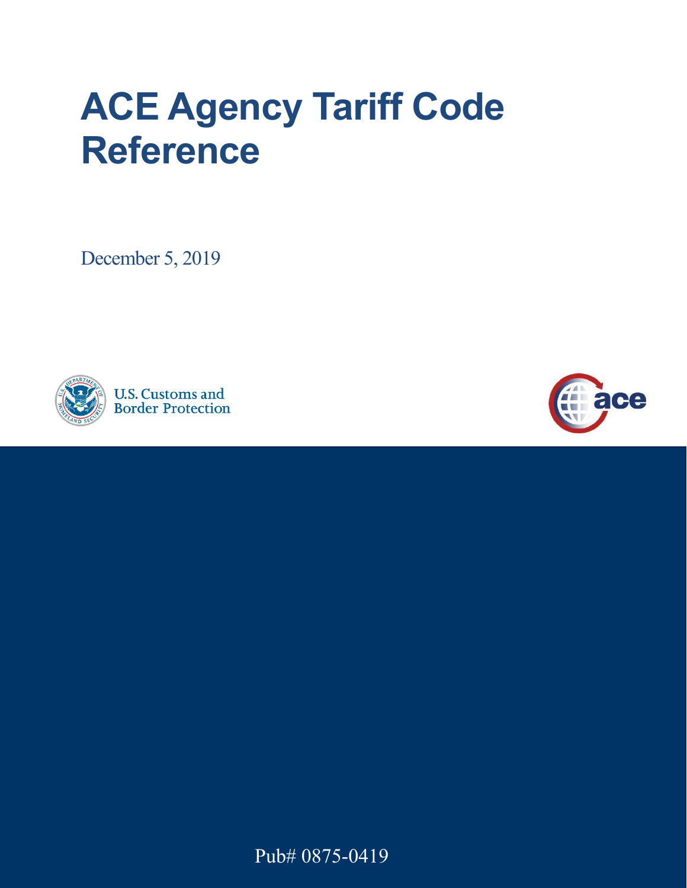# ACE Agency Tariff Code Reference

December 5, 2019

U.S. Customs and Border Protection

Pub# 0875-0419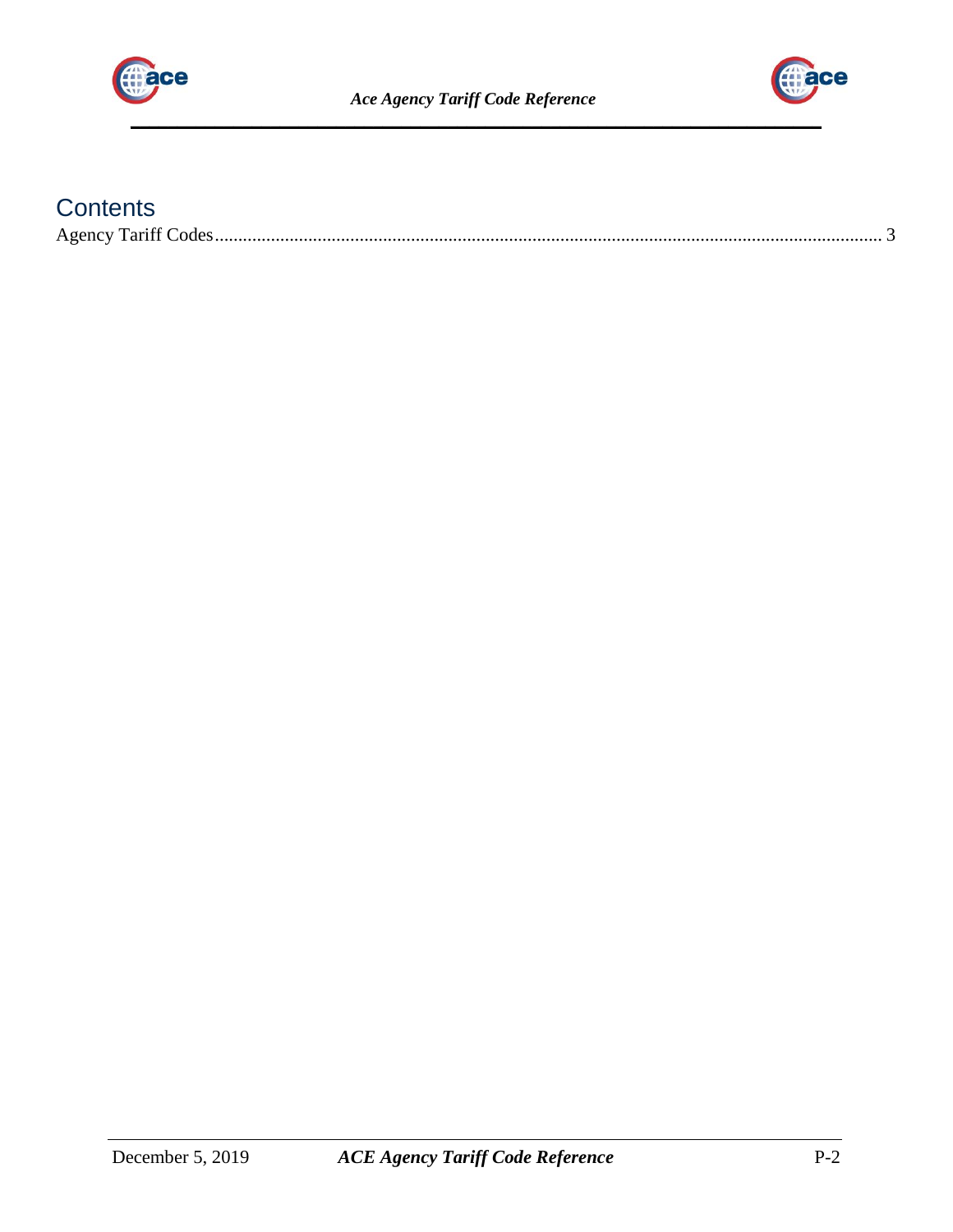# Contents

Agency Tariff Codes ........................................................................................................................................ 3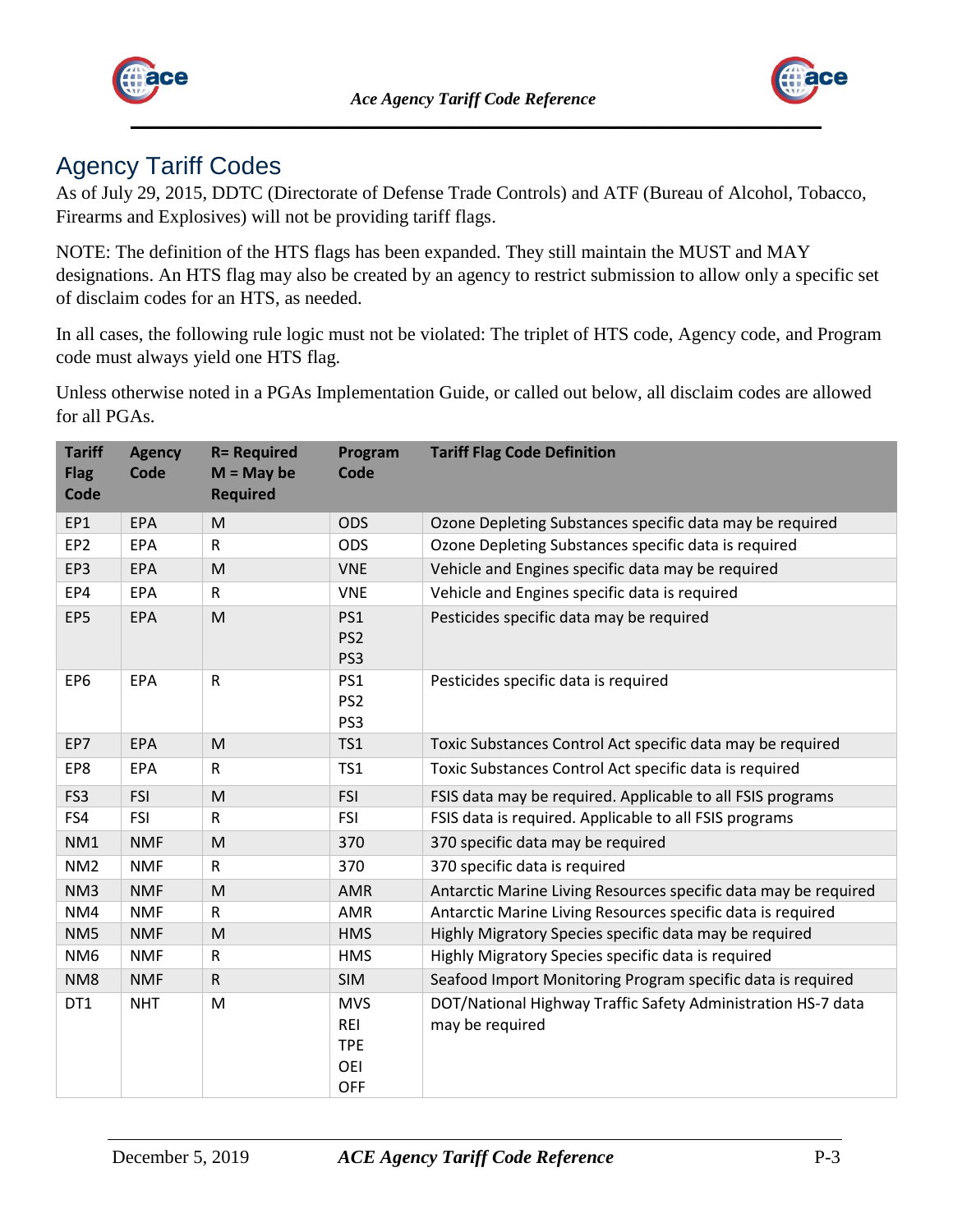# Agency Tariff Codes

As of July 29, 2015, DDTC (Directorate of Defense Trade Controls) and ATF (Bureau of Alcohol, Tobacco, Firearms and Explosives) will not be providing tariff flags.

NOTE: The definition of the HTS flags has been expanded. They still maintain the MUST and MAY designations. An HTS flag may also be created by an agency to restrict submission to allow only a specific set of disclaim codes for an HTS, as needed.

In all cases, the following rule logic must not be violated: The triplet of HTS code, Agency code, and Program code must always yield one HTS flag.

Unless otherwise noted in a PGAs Implementation Guide, or called out below, all disclaim codes are allowed for all PGAs.

| Tariff Flag Code | Agency Code | R= Required M = May be Required | Program Code | Tariff Flag Code Definition |
|---|---|---|---|---|
| EP1 | EPA | M | ODS | Ozone Depleting Substances specific data may be required |
| EP2 | EPA | R | ODS | Ozone Depleting Substances specific data is required |
| EP3 | EPA | M | VNE | Vehicle and Engines specific data may be required |
| EP4 | EPA | R | VNE | Vehicle and Engines specific data is required |
| EP5 | EPA | M | PS1 PS2 PS3 | Pesticides specific data may be required |
| EP6 | EPA | R | PS1 PS2 PS3 | Pesticides specific data is required |
| EP7 | EPA | M | TS1 | Toxic Substances Control Act specific data may be required |
| EP8 | EPA | R | TS1 | Toxic Substances Control Act specific data is required |
| FS3 | FSI | M | FSI | FSIS data may be required. Applicable to all FSIS programs |
| FS4 | FSI | R | FSI | FSIS data is required. Applicable to all FSIS programs |
| NM1 | NMF | M | 370 | 370 specific data may be required |
| NM2 | NMF | R | 370 | 370 specific data is required |
| NM3 | NMF | M | AMR | Antarctic Marine Living Resources specific data may be required |
| NM4 | NMF | R | AMR | Antarctic Marine Living Resources specific data is required |
| NM5 | NMF | M | HMS | Highly Migratory Species specific data may be required |
| NM6 | NMF | R | HMS | Highly Migratory Species specific data is required |
| NM8 | NMF | R | SIM | Seafood Import Monitoring Program specific data is required |
| DT1 | NHT | M | MVS REI TPE OEI OFF | DOT/National Highway Traffic Safety Administration HS-7 data may be required |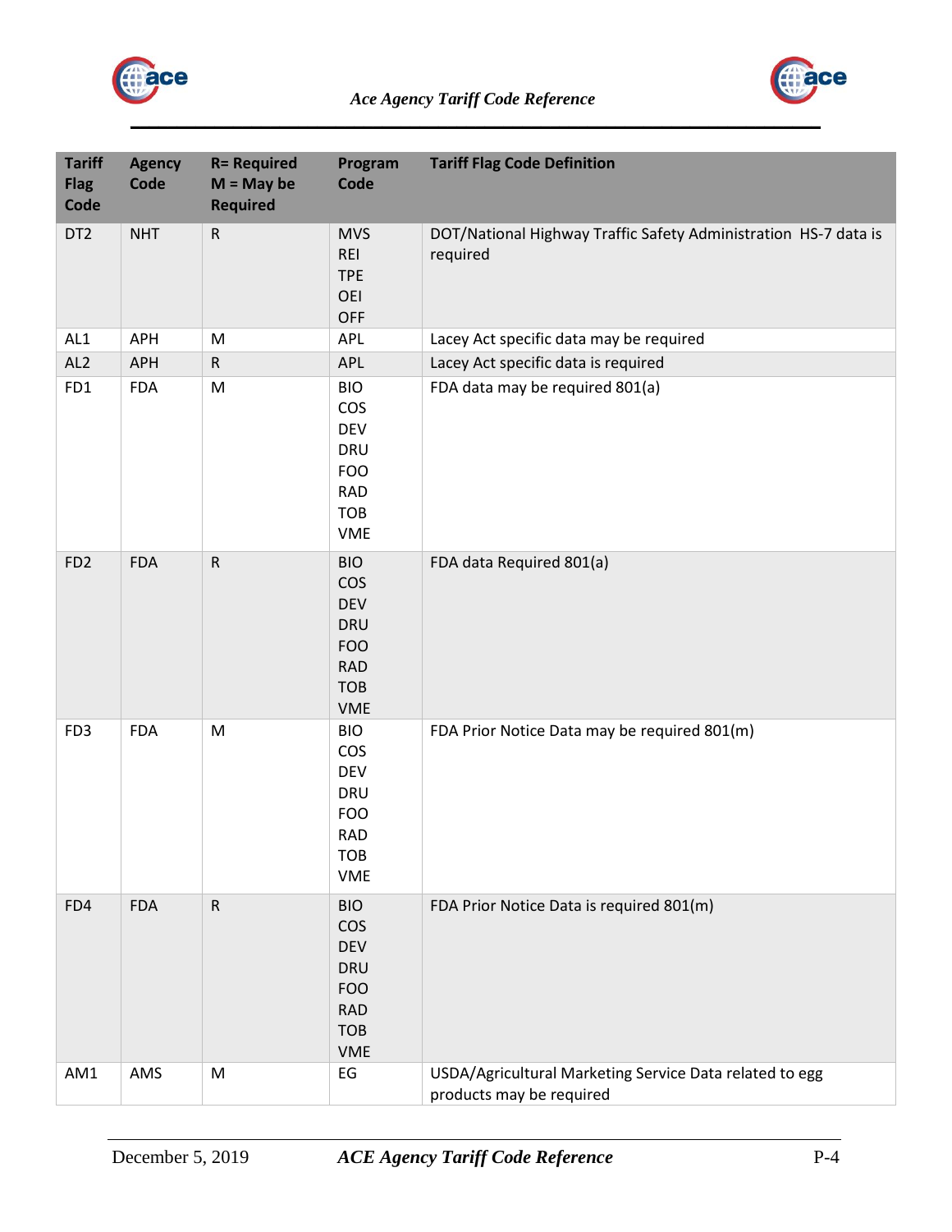| Tariff Flag Code | Agency Code | R= Required M = May be Required | Program Code | Tariff Flag Code Definition |
|---|---|---|---|---|
| DT2 | NHT | R | MVS REI TPE OEI OFF | DOT/National Highway Traffic Safety Administration HS-7 data is required |
| AL1 | APH | M | APL | Lacey Act specific data may be required |
| AL2 | APH | R | APL | Lacey Act specific data is required |
| FD1 | FDA | M | BIO COS DEV DRU FOO RAD TOB VME | FDA data may be required 801(a) |
| FD2 | FDA | R | BIO COS DEV DRU FOO RAD TOB VME | FDA data Required 801(a) |
| FD3 | FDA | M | BIO COS DEV DRU FOO RAD TOB VME | FDA Prior Notice Data may be required 801(m) |
| FD4 | FDA | R | BIO COS DEV DRU FOO RAD TOB VME | FDA Prior Notice Data is required 801(m) |
| AM1 | AMS | M | EG | USDA/Agricultural Marketing Service Data related to egg products may be required |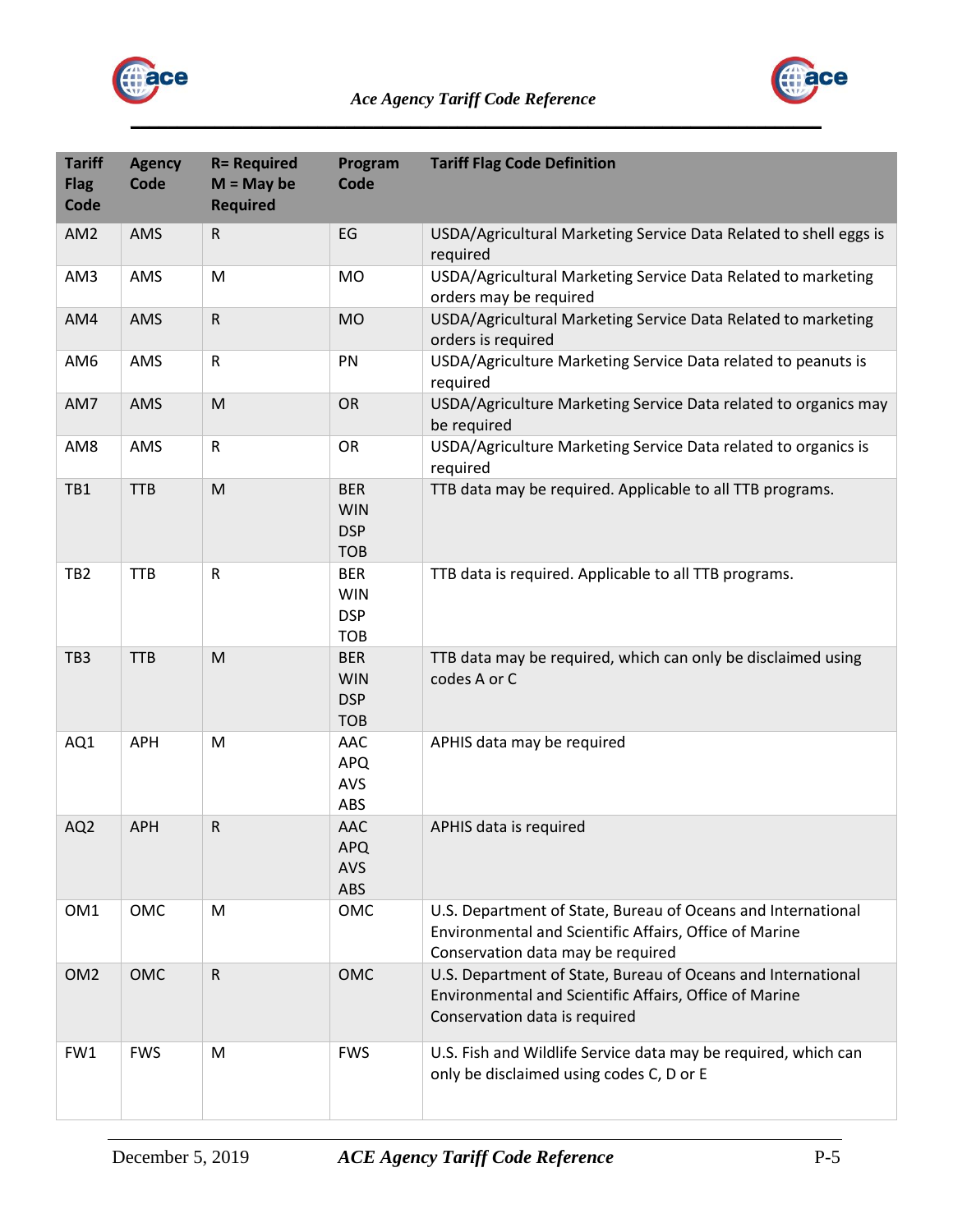| Tariff Flag Code | Agency Code | R= Required M = May be Required | Program Code | Tariff Flag Code Definition |
|---|---|---|---|---|
| AM2 | AMS | R | EG | USDA/Agricultural Marketing Service Data Related to shell eggs is required |
| AM3 | AMS | M | MO | USDA/Agricultural Marketing Service Data Related to marketing orders may be required |
| AM4 | AMS | R | MO | USDA/Agricultural Marketing Service Data Related to marketing orders is required |
| AM6 | AMS | R | PN | USDA/Agriculture Marketing Service Data related to peanuts is required |
| AM7 | AMS | M | OR | USDA/Agriculture Marketing Service Data related to organics may be required |
| AM8 | AMS | R | OR | USDA/Agriculture Marketing Service Data related to organics is required |
| TB1 | TTB | M | BER WIN DSP TOB | TTB data may be required. Applicable to all TTB programs. |
| TB2 | TTB | R | BER WIN DSP TOB | TTB data is required. Applicable to all TTB programs. |
| TB3 | TTB | M | BER WIN DSP TOB | TTB data may be required, which can only be disclaimed using codes A or C |
| AQ1 | APH | M | AAC APQ AVS ABS | APHIS data may be required |
| AQ2 | APH | R | AAC APQ AVS ABS | APHIS data is required |
| OM1 | OMC | M | OMC | U.S. Department of State, Bureau of Oceans and International Environmental and Scientific Affairs, Office of Marine Conservation data may be required |
| OM2 | OMC | R | OMC | U.S. Department of State, Bureau of Oceans and International Environmental and Scientific Affairs, Office of Marine Conservation data is required |
| FW1 | FWS | M | FWS | U.S. Fish and Wildlife Service data may be required, which can only be disclaimed using codes C, D or E |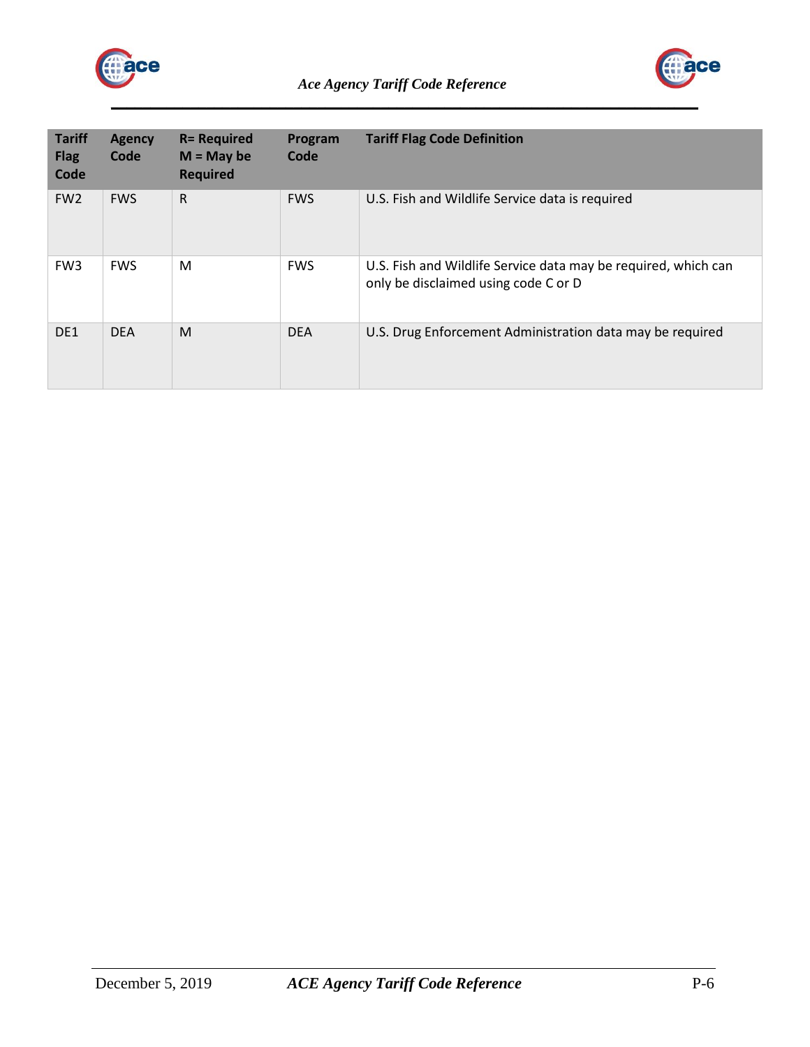| Tariff Flag Code | Agency Code | R= Required M = May be Required | Program Code | Tariff Flag Code Definition |
|---|---|---|---|---|
| FW2 | FWS | R | FWS | U.S. Fish and Wildlife Service data is required |
| FW3 | FWS | M | FWS | U.S. Fish and Wildlife Service data may be required, which can only be disclaimed using code C or D |
| DE1 | DEA | M | DEA | U.S. Drug Enforcement Administration data may be required |